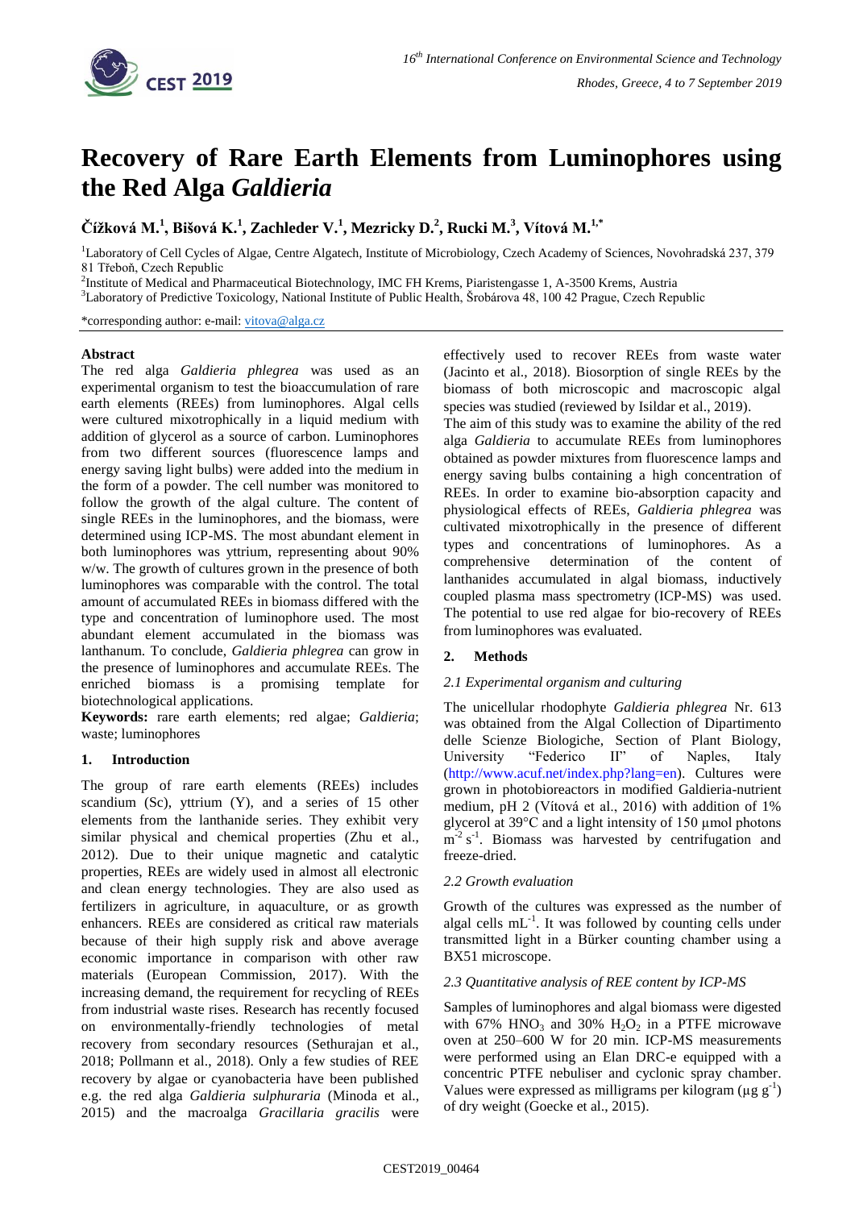# Recovery of Rare Earth Elements from Luminophores using the Red Alga *Galdieria*

**Čížková M.[1], Bišová K.[1], Zachleder V.[1], Mezricky D.[2], Rucki M.[3], Vítová M.[1,*]**

[1]Laboratory of Cell Cycles of Algae, Centre Algatech, Institute of Microbiology, Czech Academy of Sciences, Novohradská 237, 379 81 Třeboň, Czech Republic

[2]Institute of Medical and Pharmaceutical Biotechnology, IMC FH Krems, Piaristengasse 1, A-3500 Krems, Austria

[3]Laboratory of Predictive Toxicology, National Institute of Public Health, Šrobárova 48, 100 42 Prague, Czech Republic

*corresponding author: e-mail: vitova@alga.cz

## Abstract

The red alga *Galdieria phlegrea* was used as an experimental organism to test the bioaccumulation of rare earth elements (REEs) from luminophores. Algal cells were cultured mixotrophically in a liquid medium with addition of glycerol as a source of carbon. Luminophores from two different sources (fluorescence lamps and energy saving light bulbs) were added into the medium in the form of a powder. The cell number was monitored to follow the growth of the algal culture. The content of single REEs in the luminophores, and the biomass, were determined using ICP-MS. The most abundant element in both luminophores was yttrium, representing about 90% w/w. The growth of cultures grown in the presence of both luminophores was comparable with the control. The total amount of accumulated REEs in biomass differed with the type and concentration of luminophore used. The most abundant element accumulated in the biomass was lanthanum. To conclude, *Galdieria phlegrea* can grow in the presence of luminophores and accumulate REEs. The enriched biomass is a promising template for biotechnological applications.

**Keywords:** rare earth elements; red algae; *Galdieria*; waste; luminophores

## 1. Introduction

The group of rare earth elements (REEs) includes scandium (Sc), yttrium (Y), and a series of 15 other elements from the lanthanide series. They exhibit very similar physical and chemical properties (Zhu et al., 2012). Due to their unique magnetic and catalytic properties, REEs are widely used in almost all electronic and clean energy technologies. They are also used as fertilizers in agriculture, in aquaculture, or as growth enhancers. REEs are considered as critical raw materials because of their high supply risk and above average economic importance in comparison with other raw materials (European Commission, 2017). With the increasing demand, the requirement for recycling of REEs from industrial waste rises. Research has recently focused on environmentally-friendly technologies of metal recovery from secondary resources (Sethurajan et al., 2018; Pollmann et al., 2018). Only a few studies of REE recovery by algae or cyanobacteria have been published e.g. the red alga *Galdieria sulphuraria* (Minoda et al., 2015) and the macroalga *Gracillaria gracilis* were effectively used to recover REEs from waste water (Jacinto et al., 2018). Biosorption of single REEs by the biomass of both microscopic and macroscopic algal species was studied (reviewed by Isildar et al., 2019).

The aim of this study was to examine the ability of the red alga *Galdieria* to accumulate REEs from luminophores obtained as powder mixtures from fluorescence lamps and energy saving bulbs containing a high concentration of REEs. In order to examine bio-absorption capacity and physiological effects of REEs, *Galdieria phlegrea* was cultivated mixotrophically in the presence of different types and concentrations of luminophores. As a comprehensive determination of the content of lanthanides accumulated in algal biomass, inductively coupled plasma mass spectrometry (ICP-MS) was used. The potential to use red algae for bio-recovery of REEs from luminophores was evaluated.

## 2. Methods

### 2.1 Experimental organism and culturing

The unicellular rhodophyte *Galdieria phlegrea* Nr. 613 was obtained from the Algal Collection of Dipartimento delle Scienze Biologiche, Section of Plant Biology, University "Federico II" of Naples, Italy (http://www.acuf.net/index.php?lang=en). Cultures were grown in photobioreactors in modified Galdieria-nutrient medium, pH 2 (Vítová et al., 2016) with addition of 1% glycerol at 39°C and a light intensity of 150 µmol photons $m^{-2}$ $s^{-1}$. Biomass was harvested by centrifugation and freeze-dried.

### 2.2 Growth evaluation

Growth of the cultures was expressed as the number of algal cells $mL^{-1}$. It was followed by counting cells under transmitted light in a Bürker counting chamber using a BX51 microscope.

### 2.3 Quantitative analysis of REE content by ICP-MS

Samples of luminophores and algal biomass were digested with 67% $HNO_3$ and 30% $H_2O_2$ in a PTFE microwave oven at 250–600 W for 20 min. ICP-MS measurements were performed using an Elan DRC-e equipped with a concentric PTFE nebuliser and cyclonic spray chamber. Values were expressed as milligrams per kilogram (µg $g^{-1}$) of dry weight (Goecke et al., 2015).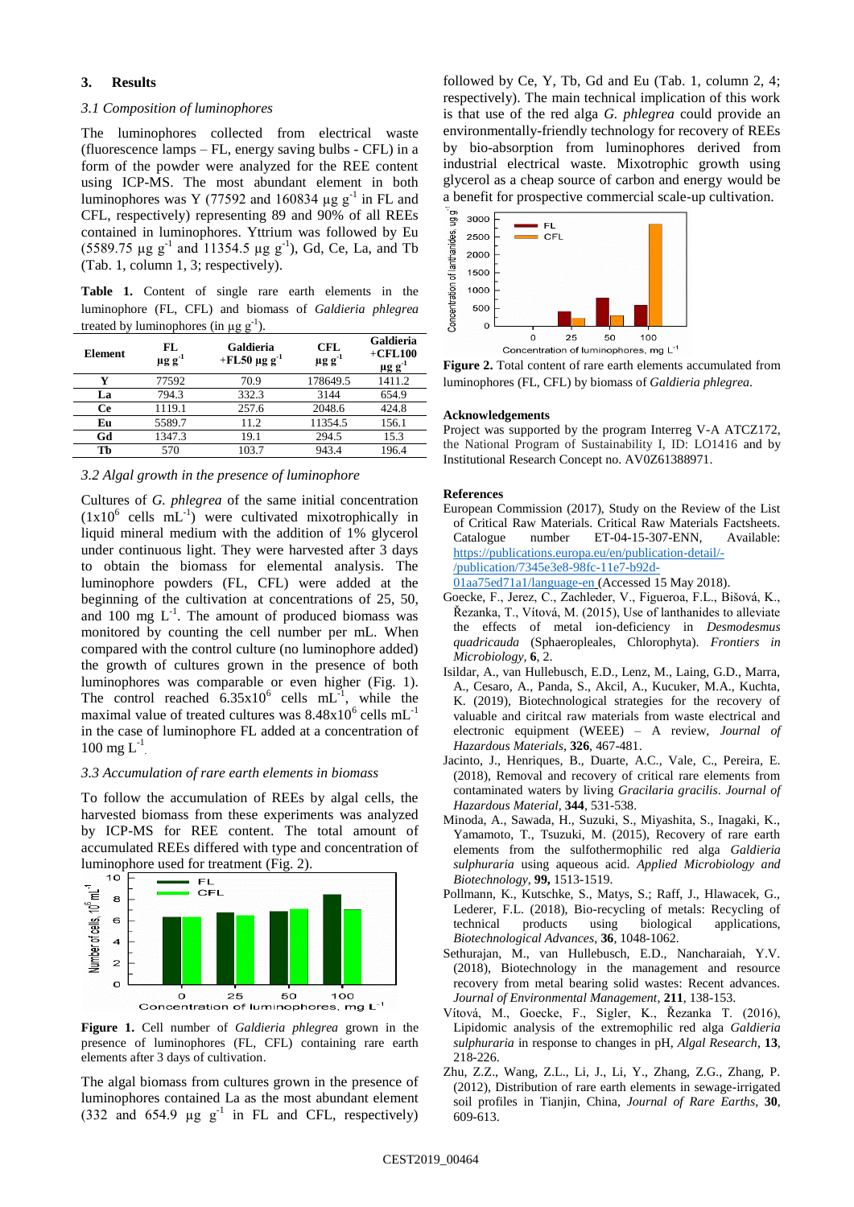## 3. Results

### 3.1 Composition of luminophores

The luminophores collected from electrical waste (fluorescence lamps – FL, energy saving bulbs - CFL) in a form of the powder were analyzed for the REE content using ICP-MS. The most abundant element in both luminophores was Y (77592 and 160834 $\mu g\ g^{-1}$ in FL and CFL, respectively) representing 89 and 90% of all REEs contained in luminophores. Yttrium was followed by Eu (5589.75 $\mu g\ g^{-1}$ and 11354.5 $\mu g\ g^{-1}$), Gd, Ce, La, and Tb (Tab. 1, column 1, 3; respectively).

**Table 1.** Content of single rare earth elements in the luminophore (FL, CFL) and biomass of *Galdieria phlegrea* treated by luminophores (in $\mu g\ g^{-1}$).

| Element | FL $\mu g\ g^{-1}$ | Galdieria +FL50 $\mu g\ g^{-1}$ | CFL $\mu g\ g^{-1}$ | Galdieria +CFL100 $\mu g\ g^{-1}$ |
|---|---|---|---|---|
| **Y** | 77592 | 70.9 | 178649.5 | 1411.2 |
| **La** | 794.3 | 332.3 | 3144 | 654.9 |
| **Ce** | 1119.1 | 257.6 | 2048.6 | 424.8 |
| **Eu** | 5589.7 | 11.2 | 11354.5 | 156.1 |
| **Gd** | 1347.3 | 19.1 | 294.5 | 15.3 |
| **Tb** | 570 | 103.7 | 943.4 | 196.4 |

### 3.2 Algal growth in the presence of luminophore

Cultures of *G. phlegrea* of the same initial concentration ($1x10^6$ cells $mL^{-1}$) were cultivated mixotrophically in liquid mineral medium with the addition of 1% glycerol under continuous light. They were harvested after 3 days to obtain the biomass for elemental analysis. The luminophore powders (FL, CFL) were added at the beginning of the cultivation at concentrations of 25, 50, and 100 mg $L^{-1}$. The amount of produced biomass was monitored by counting the cell number per mL. When compared with the control culture (no luminophore added) the growth of cultures grown in the presence of both luminophores was comparable or even higher (Fig. 1). The control reached $6.35x10^6$ cells $mL^{-1}$, while the maximal value of treated cultures was $8.48x10^6$ cells $mL^{-1}$ in the case of luminophore FL added at a concentration of 100 mg $L^{-1}$.

### 3.3 Accumulation of rare earth elements in biomass

To follow the accumulation of REEs by algal cells, the harvested biomass from these experiments was analyzed by ICP-MS for REE content. The total amount of accumulated REEs differed with type and concentration of luminophore used for treatment (Fig. 2).

FL
CFL
Number of cells, $10^6$ $mL^{-1}$
10
8
6
4
2
0
0
25
50
100
Concentration of luminophores, mg $L^{-1}$

**Figure 1.** Cell number of *Galdieria phlegrea* grown in the presence of luminophores (FL, CFL) containing rare earth elements after 3 days of cultivation.

The algal biomass from cultures grown in the presence of luminophores contained La as the most abundant element (332 and 654.9 $\mu g\ g^{-1}$ in FL and CFL, respectively) followed by Ce, Y, Tb, Gd and Eu (Tab. 1, column 2, 4; respectively). The main technical implication of this work is that use of the red alga *G. phlegrea* could provide an environmentally-friendly technology for recovery of REEs by bio-absorption from luminophores derived from industrial electrical waste. Mixotrophic growth using glycerol as a cheap source of carbon and energy would be a benefit for prospective commercial scale-up cultivation.

FL
CFL
Concentration of lanthanides, ug $g^{-1}$
3000
2500
2000
1500
1000
500
0
0
25
50
100
Concentration of luminophores, mg $L^{-1}$

**Figure 2.** Total content of rare earth elements accumulated from luminophores (FL, CFL) by biomass of *Galdieria phlegrea.*

**Acknowledgements**

Project was supported by the program Interreg V-A ATCZ172, the National Program of Sustainability I, ID: LO1416 and by Institutional Research Concept no. AV0Z61388971.

**References**

European Commission (2017), Study on the Review of the List of Critical Raw Materials. Critical Raw Materials Factsheets. Catalogue number ET-04-15-307-ENN, Available: https://publications.europa.eu/en/publication-detail/-/publication/7345e3e8-98fc-11e7-b92d-01aa75ed71a1/language-en (Accessed 15 May 2018).

Goecke, F., Jerez, C., Zachleder, V., Figueroa, F.L., Bišová, K., Řezanka, T., Vítová, M. (2015), Use of lanthanides to alleviate the effects of metal ion-deficiency in *Desmodesmus quadricauda* (Sphaeropleales, Chlorophyta). *Frontiers in Microbiology*, **6**, 2.

Isildar, A., van Hullebusch, E.D., Lenz, M., Laing, G.D., Marra, A., Cesaro, A., Panda, S., Akcil, A., Kucuker, M.A., Kuchta, K. (2019), Biotechnological strategies for the recovery of valuable and ciritcal raw materials from waste electrical and electronic equipment (WEEE) – A review, *Journal of Hazardous Materials*, **326**, 467-481.

Jacinto, J., Henriques, B., Duarte, A.C., Vale, C., Pereira, E. (2018), Removal and recovery of critical rare elements from contaminated waters by living *Gracilaria gracilis*. *Journal of Hazardous Material*, **344**, 531-538.

Minoda, A., Sawada, H., Suzuki, S., Miyashita, S., Inagaki, K., Yamamoto, T., Tsuzuki, M. (2015), Recovery of rare earth elements from the sulfothermophilic red alga *Galdieria sulphuraria* using aqueous acid. *Applied Microbiology and Biotechnology*, **99,** 1513-1519.

Pollmann, K., Kutschke, S., Matys, S.; Raff, J., Hlawacek, G., Lederer, F.L. (2018), Bio-recycling of metals: Recycling of technical products using biological applications, *Biotechnological Advances*, **36**, 1048-1062.

Sethurajan, M., van Hullebusch, E.D., Nancharaiah, Y.V. (2018), Biotechnology in the management and resource recovery from metal bearing solid wastes: Recent advances. *Journal of Environmental Management*, **211**, 138-153.

Vítová, M., Goecke, F., Sigler, K., Řezanka T. (2016), Lipidomic analysis of the extremophilic red alga *Galdieria sulphuraria* in response to changes in pH, *Algal Research*, **13**, 218-226.

Zhu, Z.Z., Wang, Z.L., Li, J., Li, Y., Zhang, Z.G., Zhang, P. (2012), Distribution of rare earth elements in sewage-irrigated soil profiles in Tianjin, China, *Journal of Rare Earths*, **30**, 609-613.